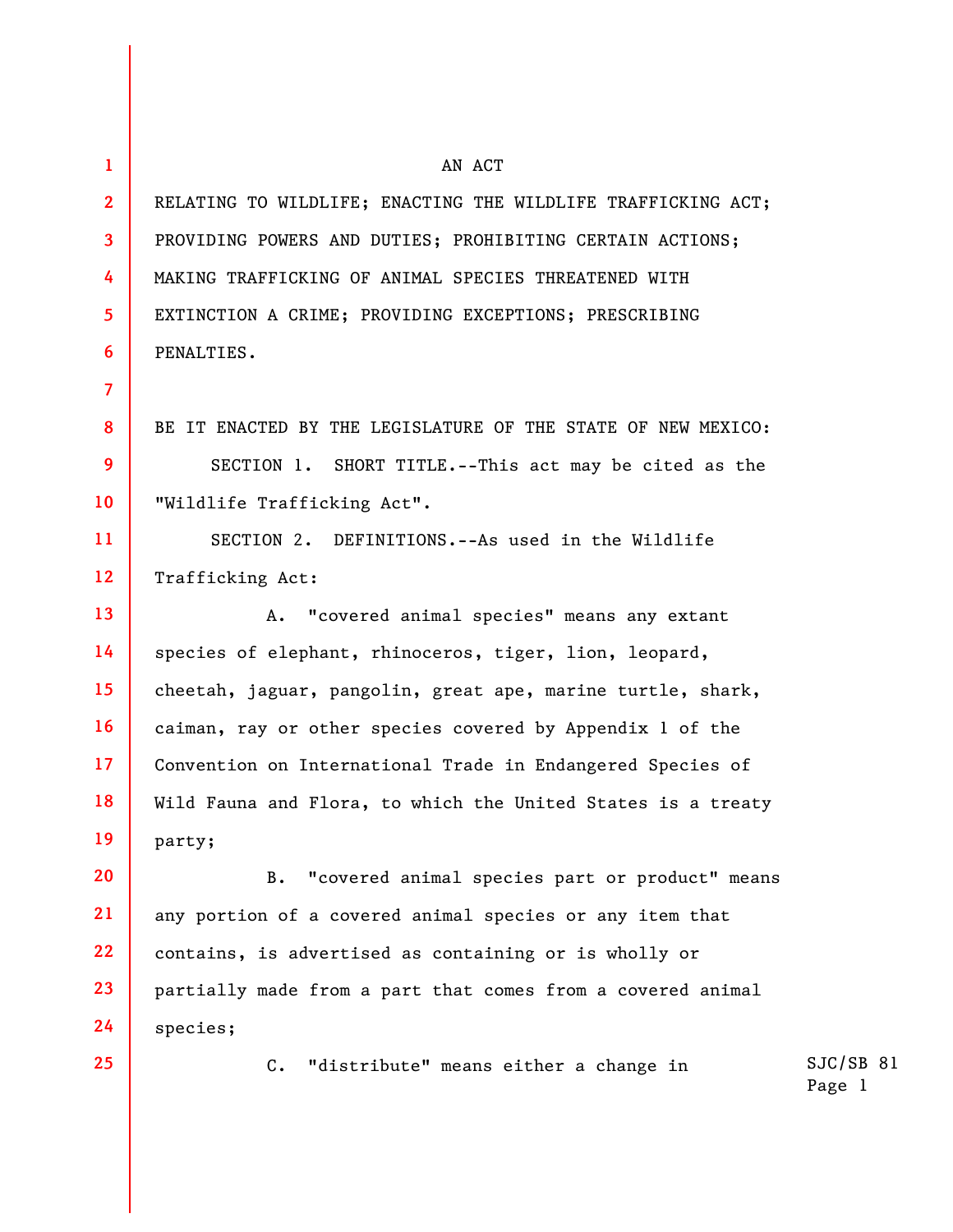AN ACT

RELATING TO WILDLIFE; ENACTING THE WILDLIFE TRAFFICKING ACT; PROVIDING POWERS AND DUTIES; PROHIBITING CERTAIN ACTIONS; MAKING TRAFFICKING OF ANIMAL SPECIES THREATENED WITH EXTINCTION A CRIME; PROVIDING EXCEPTIONS; PRESCRIBING PENALTIES.

BE IT ENACTED BY THE LEGISLATURE OF THE STATE OF NEW MEXICO:

SECTION 1. SHORT TITLE.--This act may be cited as the "Wildlife Trafficking Act".

SECTION 2. DEFINITIONS.--As used in the Wildlife Trafficking Act:

A. "covered animal species" means any extant species of elephant, rhinoceros, tiger, lion, leopard, cheetah, jaguar, pangolin, great ape, marine turtle, shark, caiman, ray or other species covered by Appendix 1 of the Convention on International Trade in Endangered Species of Wild Fauna and Flora, to which the United States is a treaty party;

B. "covered animal species part or product" means any portion of a covered animal species or any item that contains, is advertised as containing or is wholly or partially made from a part that comes from a covered animal species;

C. "distribute" means either a change in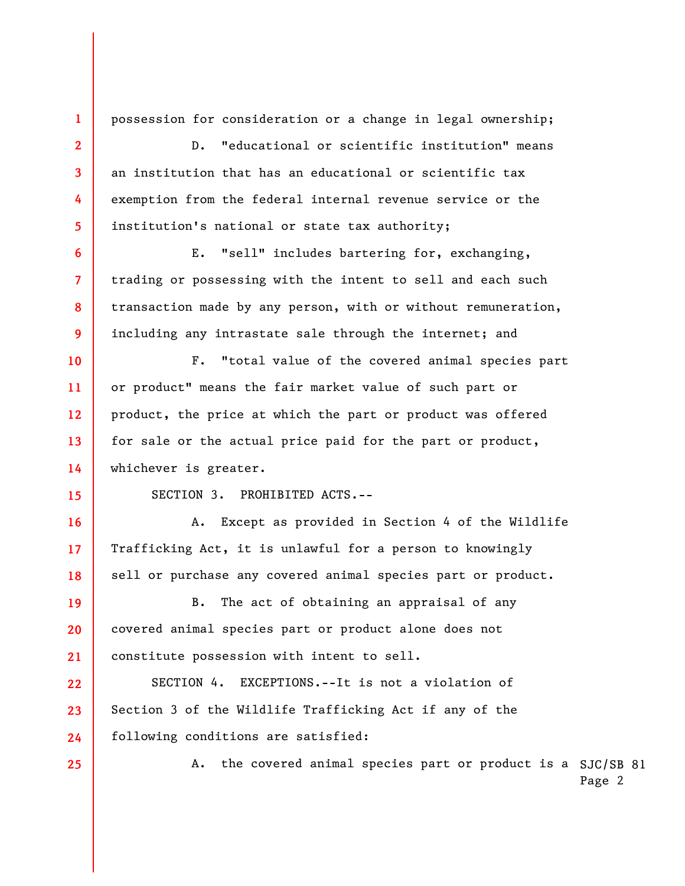possession for consideration or a change in legal ownership;

D. "educational or scientific institution" means an institution that has an educational or scientific tax exemption from the federal internal revenue service or the institution's national or state tax authority;

E. "sell" includes bartering for, exchanging, trading or possessing with the intent to sell and each such transaction made by any person, with or without remuneration, including any intrastate sale through the internet; and

F. "total value of the covered animal species part or product" means the fair market value of such part or product, the price at which the part or product was offered for sale or the actual price paid for the part or product, whichever is greater.

SECTION 3. PROHIBITED ACTS.--

A. Except as provided in Section 4 of the Wildlife Trafficking Act, it is unlawful for a person to knowingly sell or purchase any covered animal species part or product.

B. The act of obtaining an appraisal of any covered animal species part or product alone does not constitute possession with intent to sell.

SECTION 4. EXCEPTIONS.--It is not a violation of Section 3 of the Wildlife Trafficking Act if any of the following conditions are satisfied:

A. the covered animal species part or product is a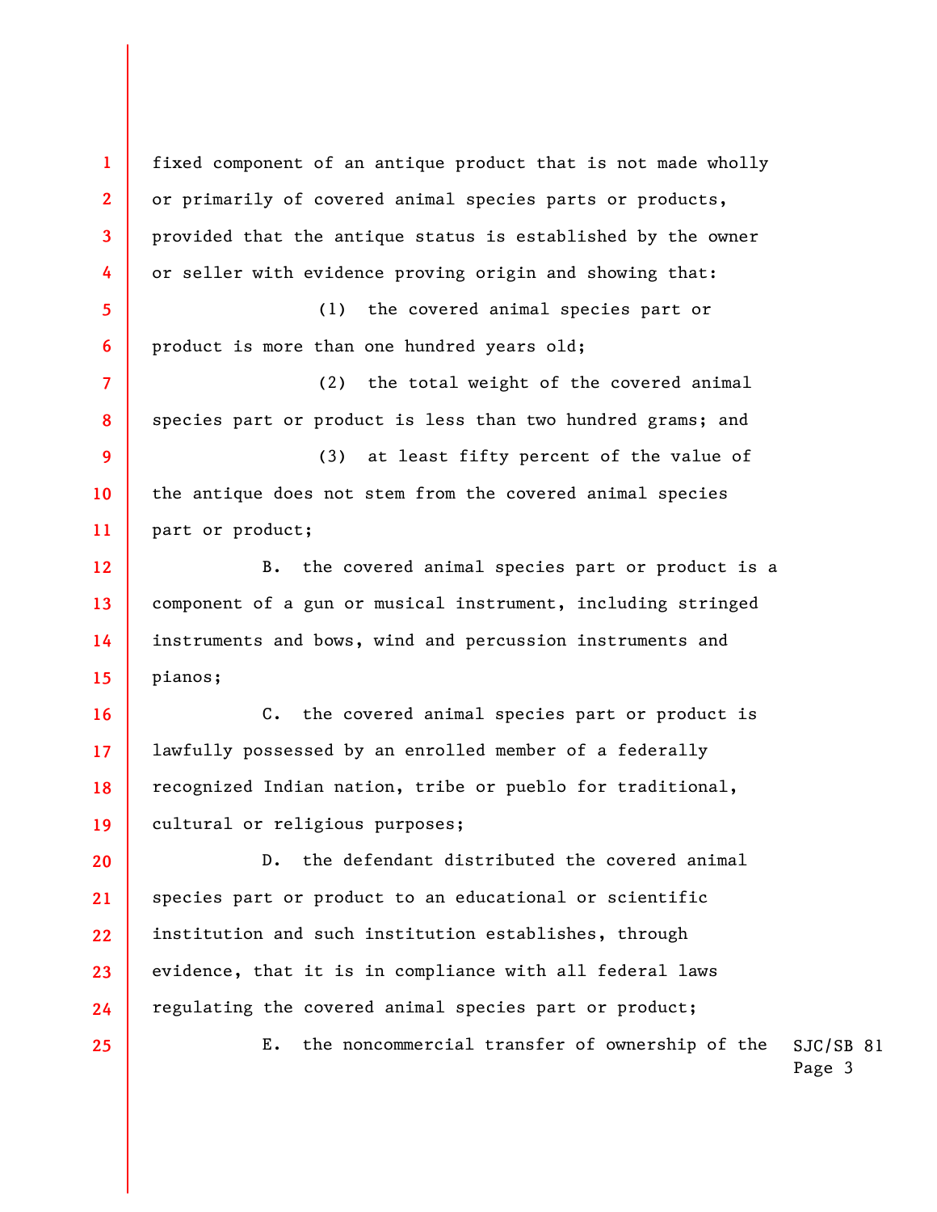fixed component of an antique product that is not made wholly or primarily of covered animal species parts or products, provided that the antique status is established by the owner or seller with evidence proving origin and showing that:

(1) the covered animal species part or product is more than one hundred years old;

(2) the total weight of the covered animal species part or product is less than two hundred grams; and

(3) at least fifty percent of the value of the antique does not stem from the covered animal species part or product;

B. the covered animal species part or product is a component of a gun or musical instrument, including stringed instruments and bows, wind and percussion instruments and pianos;

C. the covered animal species part or product is lawfully possessed by an enrolled member of a federally recognized Indian nation, tribe or pueblo for traditional, cultural or religious purposes;

D. the defendant distributed the covered animal species part or product to an educational or scientific institution and such institution establishes, through evidence, that it is in compliance with all federal laws regulating the covered animal species part or product;

E. the noncommercial transfer of ownership of the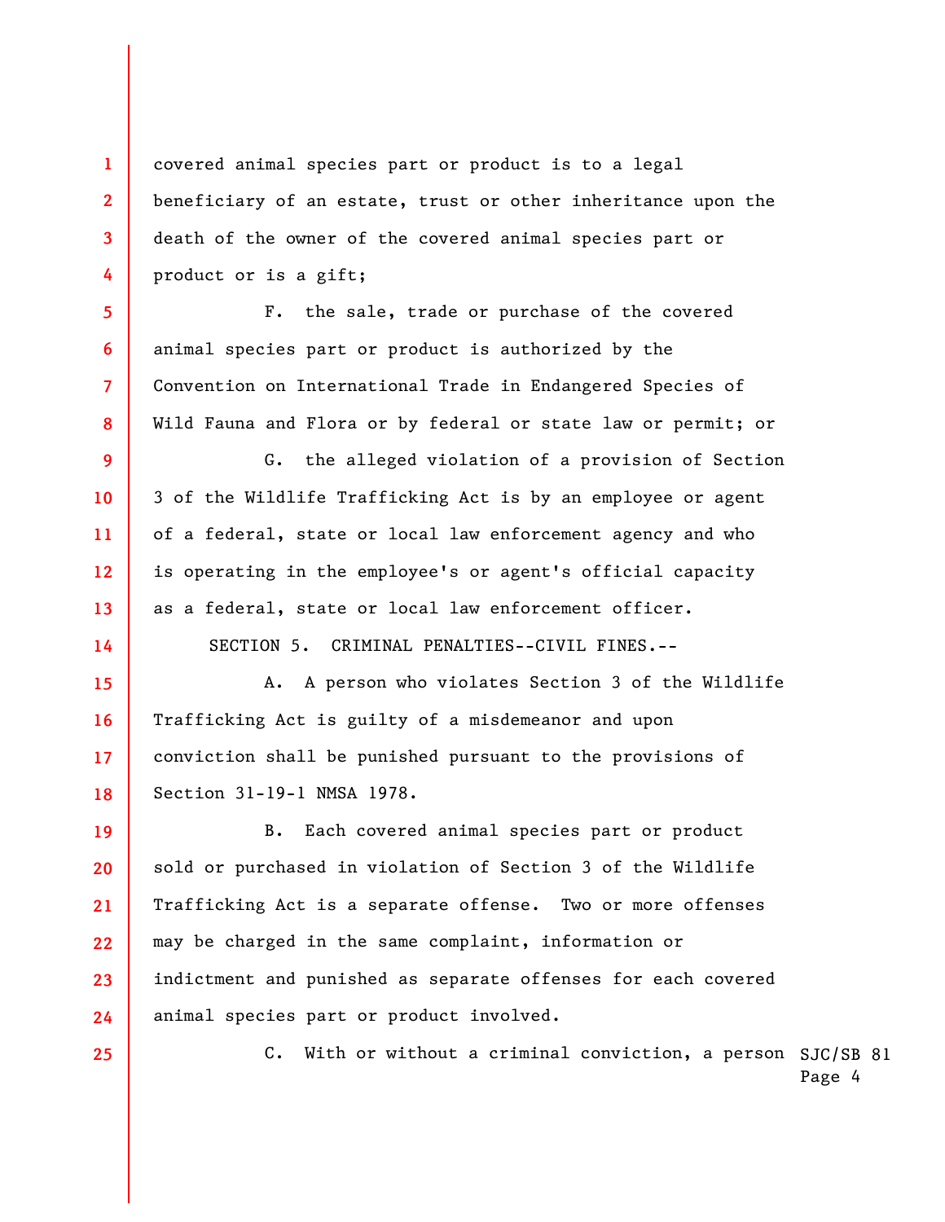covered animal species part or product is to a legal beneficiary of an estate, trust or other inheritance upon the death of the owner of the covered animal species part or product or is a gift;

F. the sale, trade or purchase of the covered animal species part or product is authorized by the Convention on International Trade in Endangered Species of Wild Fauna and Flora or by federal or state law or permit; or

G. the alleged violation of a provision of Section 3 of the Wildlife Trafficking Act is by an employee or agent of a federal, state or local law enforcement agency and who is operating in the employee's or agent's official capacity as a federal, state or local law enforcement officer.

SECTION 5. CRIMINAL PENALTIES--CIVIL FINES.--

A. A person who violates Section 3 of the Wildlife Trafficking Act is guilty of a misdemeanor and upon conviction shall be punished pursuant to the provisions of Section 31-19-1 NMSA 1978.

B. Each covered animal species part or product sold or purchased in violation of Section 3 of the Wildlife Trafficking Act is a separate offense. Two or more offenses may be charged in the same complaint, information or indictment and punished as separate offenses for each covered animal species part or product involved.

C. With or without a criminal conviction, a person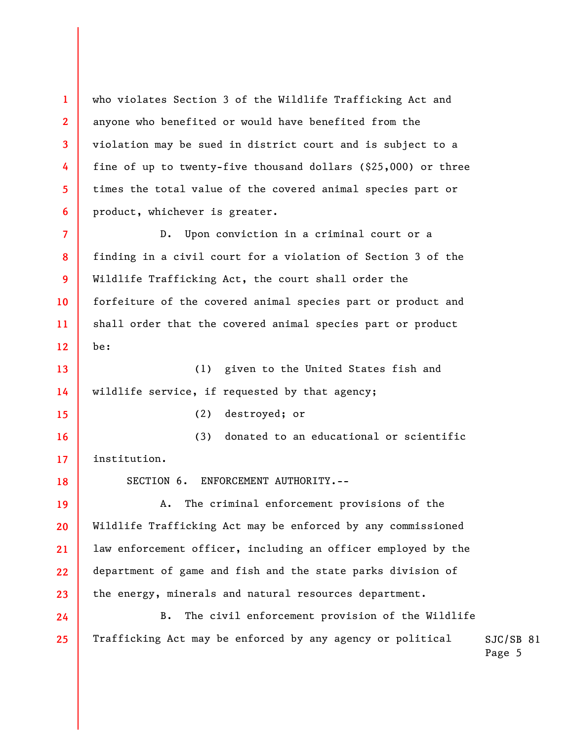who violates Section 3 of the Wildlife Trafficking Act and anyone who benefited or would have benefited from the violation may be sued in district court and is subject to a fine of up to twenty-five thousand dollars ($25,000) or three times the total value of the covered animal species part or product, whichever is greater.

D. Upon conviction in a criminal court or a finding in a civil court for a violation of Section 3 of the Wildlife Trafficking Act, the court shall order the forfeiture of the covered animal species part or product and shall order that the covered animal species part or product be:

(1) given to the United States fish and wildlife service, if requested by that agency;

(2) destroyed; or

(3) donated to an educational or scientific institution.

SECTION 6. ENFORCEMENT AUTHORITY.--

A. The criminal enforcement provisions of the Wildlife Trafficking Act may be enforced by any commissioned law enforcement officer, including an officer employed by the department of game and fish and the state parks division of the energy, minerals and natural resources department.

B. The civil enforcement provision of the Wildlife Trafficking Act may be enforced by any agency or political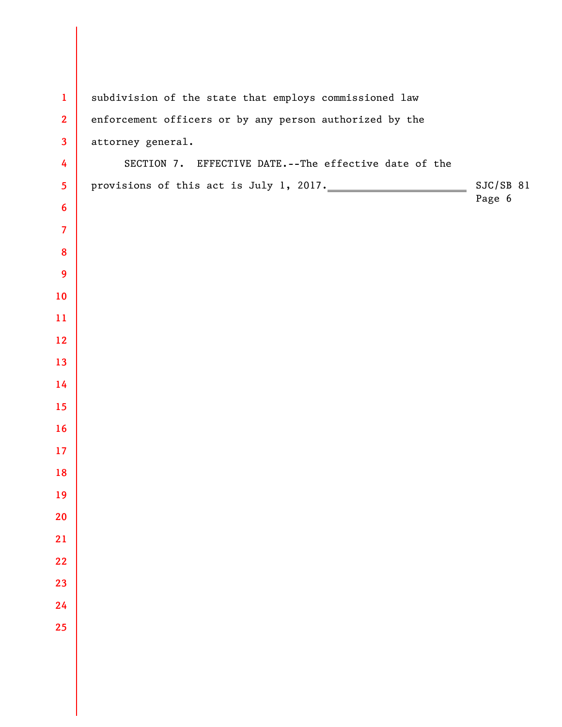subdivision of the state that employs commissioned law enforcement officers or by any person authorized by the attorney general.

SECTION 7. EFFECTIVE DATE.--The effective date of the provisions of this act is July 1, 2017.

SJC/SB 81